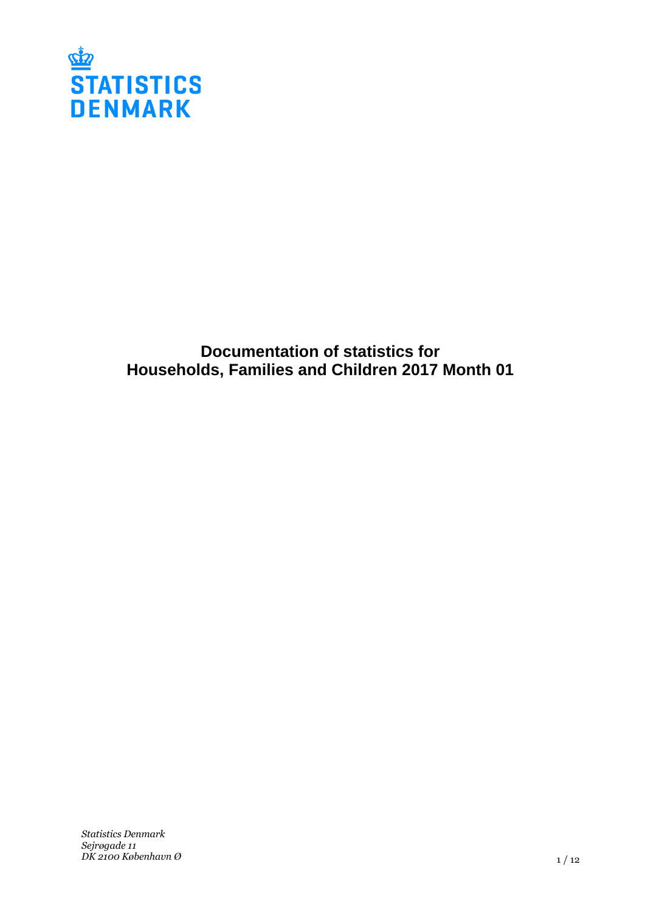STATISTICS DENMARK

# Documentation of statistics for Households, Families and Children 2017 Month 01

*Statistics Denmark*
*Sejrøgade 11*
*DK 2100 København Ø*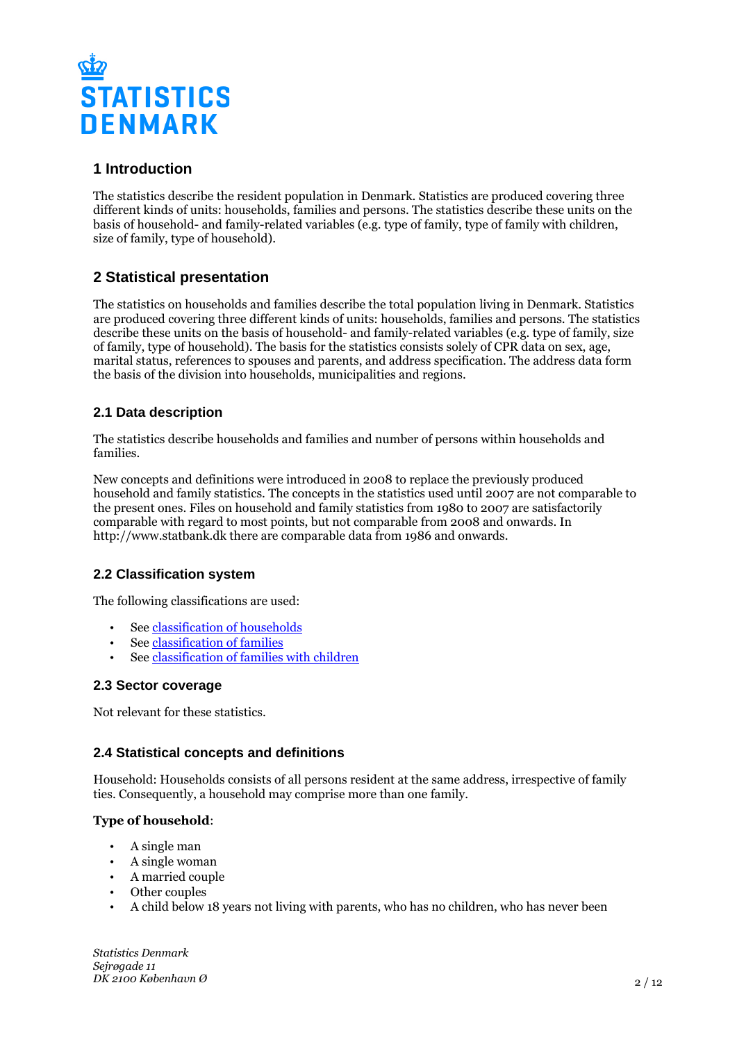## 1 Introduction

The statistics describe the resident population in Denmark. Statistics are produced covering three different kinds of units: households, families and persons. The statistics describe these units on the basis of household- and family-related variables (e.g. type of family, type of family with children, size of family, type of household).

## 2 Statistical presentation

The statistics on households and families describe the total population living in Denmark. Statistics are produced covering three different kinds of units: households, families and persons. The statistics describe these units on the basis of household- and family-related variables (e.g. type of family, size of family, type of household). The basis for the statistics consists solely of CPR data on sex, age, marital status, references to spouses and parents, and address specification. The address data form the basis of the division into households, municipalities and regions.

### 2.1 Data description

The statistics describe households and families and number of persons within households and families.

New concepts and definitions were introduced in 2008 to replace the previously produced household and family statistics. The concepts in the statistics used until 2007 are not comparable to the present ones. Files on household and family statistics from 1980 to 2007 are satisfactorily comparable with regard to most points, but not comparable from 2008 and onwards. In http://www.statbank.dk there are comparable data from 1986 and onwards.

### 2.2 Classification system

The following classifications are used:

- See classification of households
- See classification of families
- See classification of families with children

### 2.3 Sector coverage

Not relevant for these statistics.

### 2.4 Statistical concepts and definitions

Household: Households consists of all persons resident at the same address, irrespective of family ties. Consequently, a household may comprise more than one family.

**Type of household**:

- A single man
- A single woman
- A married couple
- Other couples
- A child below 18 years not living with parents, who has no children, who has never been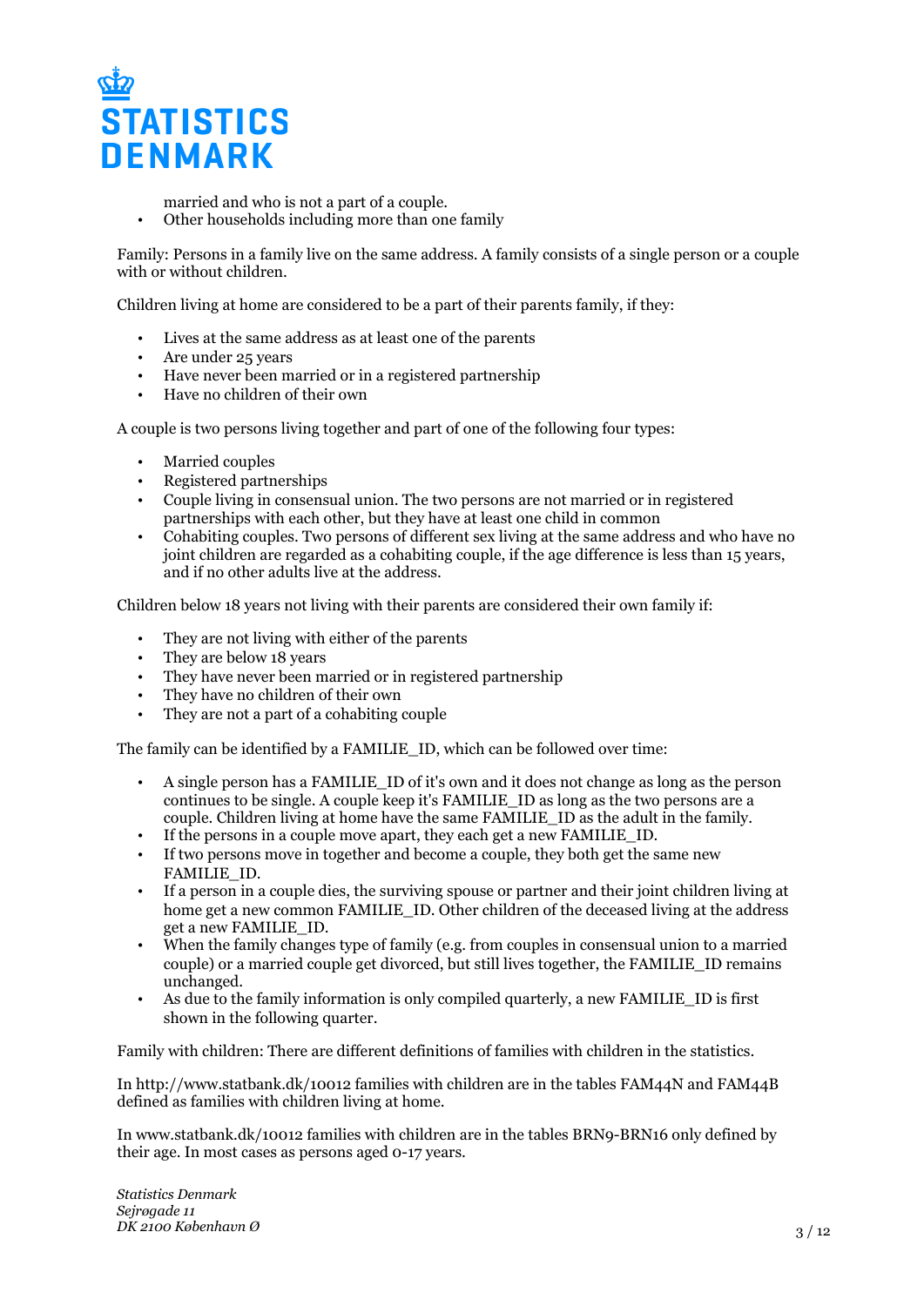married and who is not a part of a couple.
- Other households including more than one family

Family: Persons in a family live on the same address. A family consists of a single person or a couple with or without children.

Children living at home are considered to be a part of their parents family, if they:

- Lives at the same address as at least one of the parents
- Are under 25 years
- Have never been married or in a registered partnership
- Have no children of their own

A couple is two persons living together and part of one of the following four types:

- Married couples
- Registered partnerships
- Couple living in consensual union. The two persons are not married or in registered partnerships with each other, but they have at least one child in common
- Cohabiting couples. Two persons of different sex living at the same address and who have no joint children are regarded as a cohabiting couple, if the age difference is less than 15 years, and if no other adults live at the address.

Children below 18 years not living with their parents are considered their own family if:

- They are not living with either of the parents
- They are below 18 years
- They have never been married or in registered partnership
- They have no children of their own
- They are not a part of a cohabiting couple

The family can be identified by a FAMILIE_ID, which can be followed over time:

- A single person has a FAMILIE_ID of it's own and it does not change as long as the person continues to be single. A couple keep it's FAMILIE_ID as long as the two persons are a couple. Children living at home have the same FAMILIE_ID as the adult in the family.
- If the persons in a couple move apart, they each get a new FAMILIE_ID.
- If two persons move in together and become a couple, they both get the same new FAMILIE_ID.
- If a person in a couple dies, the surviving spouse or partner and their joint children living at home get a new common FAMILIE_ID. Other children of the deceased living at the address get a new FAMILIE_ID.
- When the family changes type of family (e.g. from couples in consensual union to a married couple) or a married couple get divorced, but still lives together, the FAMILIE_ID remains unchanged.
- As due to the family information is only compiled quarterly, a new FAMILIE_ID is first shown in the following quarter.

Family with children: There are different definitions of families with children in the statistics.

In http://www.statbank.dk/10012 families with children are in the tables FAM44N and FAM44B defined as families with children living at home.

In www.statbank.dk/10012 families with children are in the tables BRN9-BRN16 only defined by their age. In most cases as persons aged 0-17 years.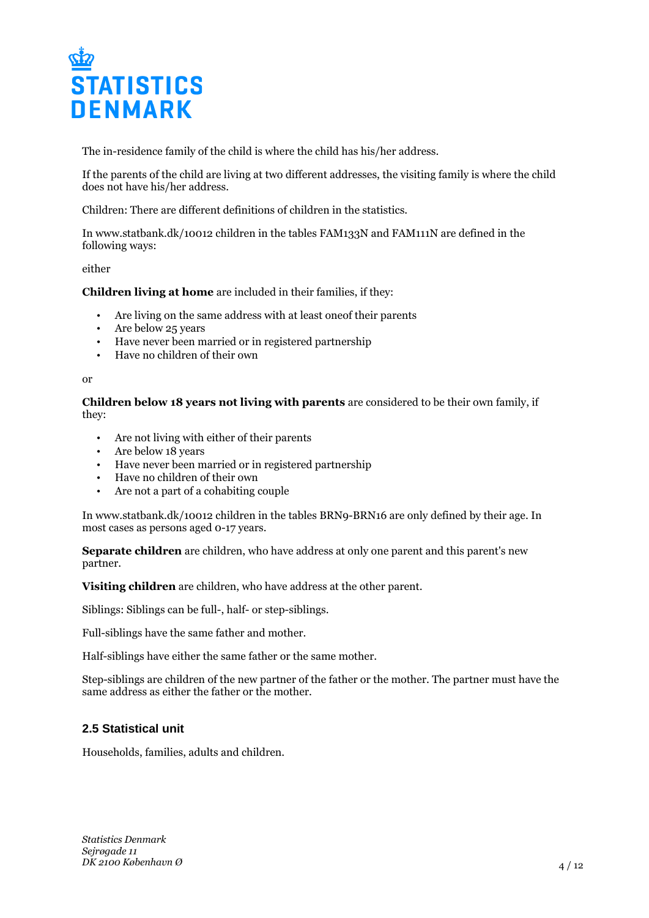The in-residence family of the child is where the child has his/her address.

If the parents of the child are living at two different addresses, the visiting family is where the child does not have his/her address.

Children: There are different definitions of children in the statistics.

In www.statbank.dk/10012 children in the tables FAM133N and FAM111N are defined in the following ways:

either

**Children living at home** are included in their families, if they:

- Are living on the same address with at least oneof their parents
- Are below 25 years
- Have never been married or in registered partnership
- Have no children of their own

or

**Children below 18 years not living with parents** are considered to be their own family, if they:

- Are not living with either of their parents
- Are below 18 years
- Have never been married or in registered partnership
- Have no children of their own
- Are not a part of a cohabiting couple

In www.statbank.dk/10012 children in the tables BRN9-BRN16 are only defined by their age. In most cases as persons aged 0-17 years.

**Separate children** are children, who have address at only one parent and this parent's new partner.

**Visiting children** are children, who have address at the other parent.

Siblings: Siblings can be full-, half- or step-siblings.

Full-siblings have the same father and mother.

Half-siblings have either the same father or the same mother.

Step-siblings are children of the new partner of the father or the mother. The partner must have the same address as either the father or the mother.

## 2.5 Statistical unit

Households, families, adults and children.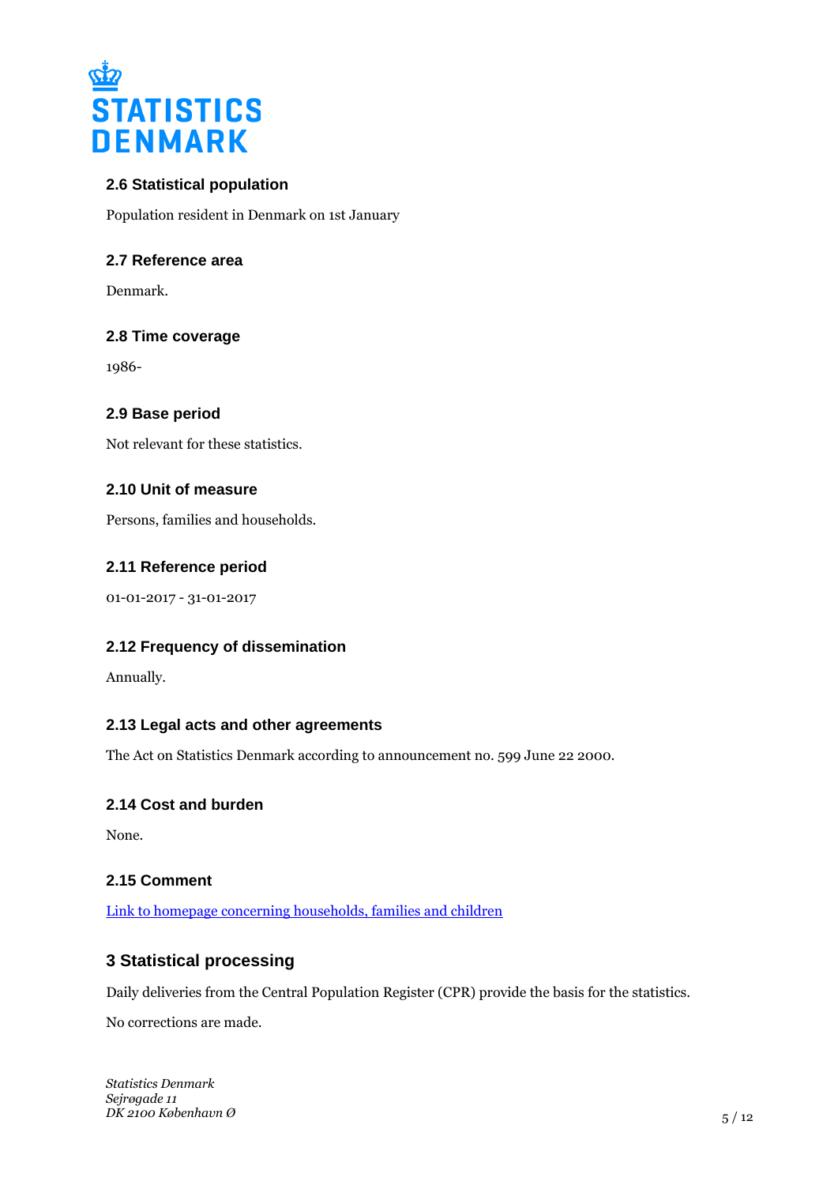### 2.6 Statistical population

Population resident in Denmark on 1st January

### 2.7 Reference area

Denmark.

### 2.8 Time coverage

1986-

### 2.9 Base period

Not relevant for these statistics.

### 2.10 Unit of measure

Persons, families and households.

### 2.11 Reference period

01-01-2017 - 31-01-2017

### 2.12 Frequency of dissemination

Annually.

### 2.13 Legal acts and other agreements

The Act on Statistics Denmark according to announcement no. 599 June 22 2000.

### 2.14 Cost and burden

None.

### 2.15 Comment

Link to homepage concerning households, families and children

## 3 Statistical processing

Daily deliveries from the Central Population Register (CPR) provide the basis for the statistics.

No corrections are made.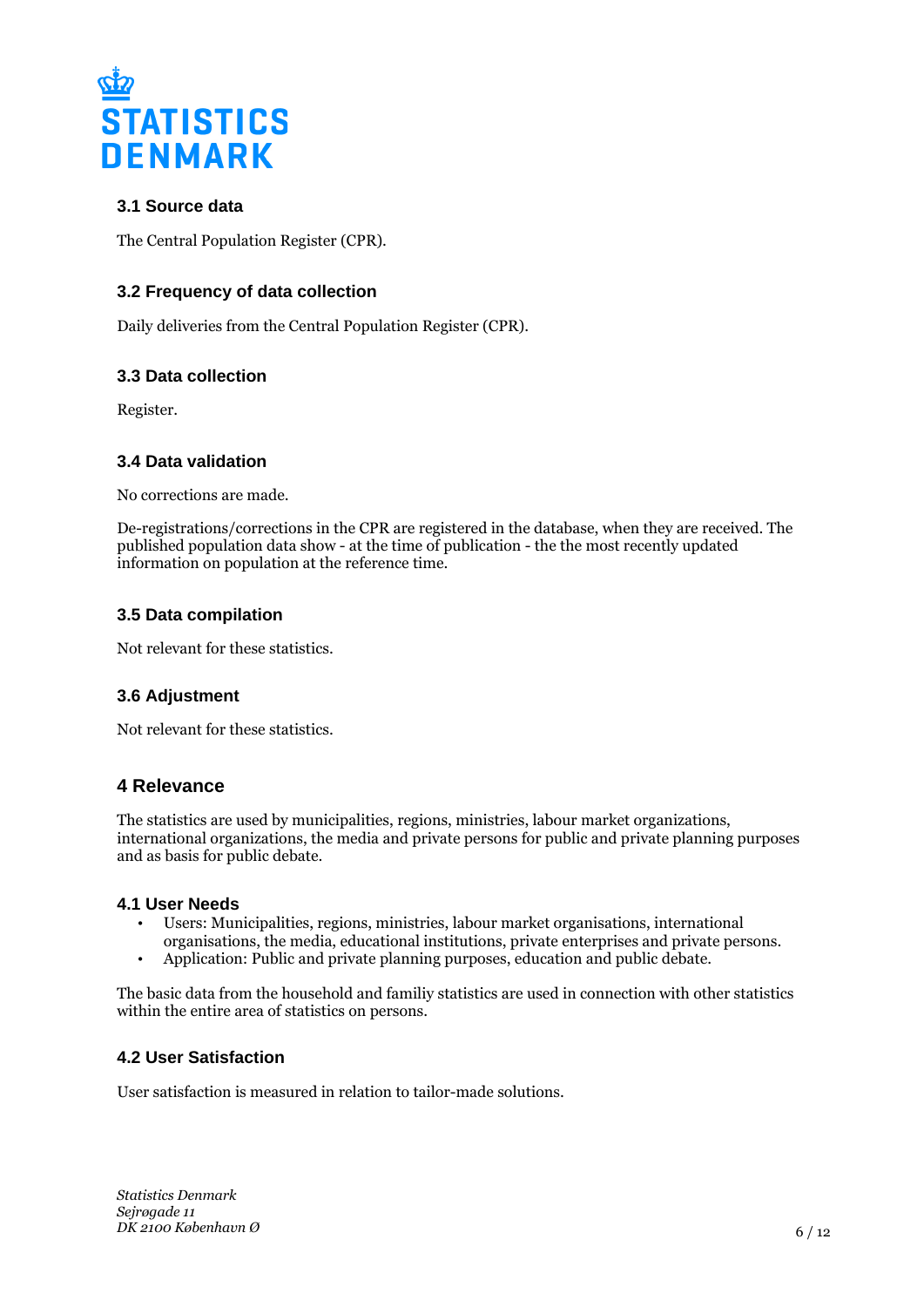### 3.1 Source data

The Central Population Register (CPR).

### 3.2 Frequency of data collection

Daily deliveries from the Central Population Register (CPR).

### 3.3 Data collection

Register.

### 3.4 Data validation

No corrections are made.

De-registrations/corrections in the CPR are registered in the database, when they are received. The published population data show - at the time of publication - the the most recently updated information on population at the reference time.

### 3.5 Data compilation

Not relevant for these statistics.

### 3.6 Adjustment

Not relevant for these statistics.

## 4 Relevance

The statistics are used by municipalities, regions, ministries, labour market organizations, international organizations, the media and private persons for public and private planning purposes and as basis for public debate.

### 4.1 User Needs

- Users: Municipalities, regions, ministries, labour market organisations, international organisations, the media, educational institutions, private enterprises and private persons.
- Application: Public and private planning purposes, education and public debate.

The basic data from the household and familiy statistics are used in connection with other statistics within the entire area of statistics on persons.

### 4.2 User Satisfaction

User satisfaction is measured in relation to tailor-made solutions.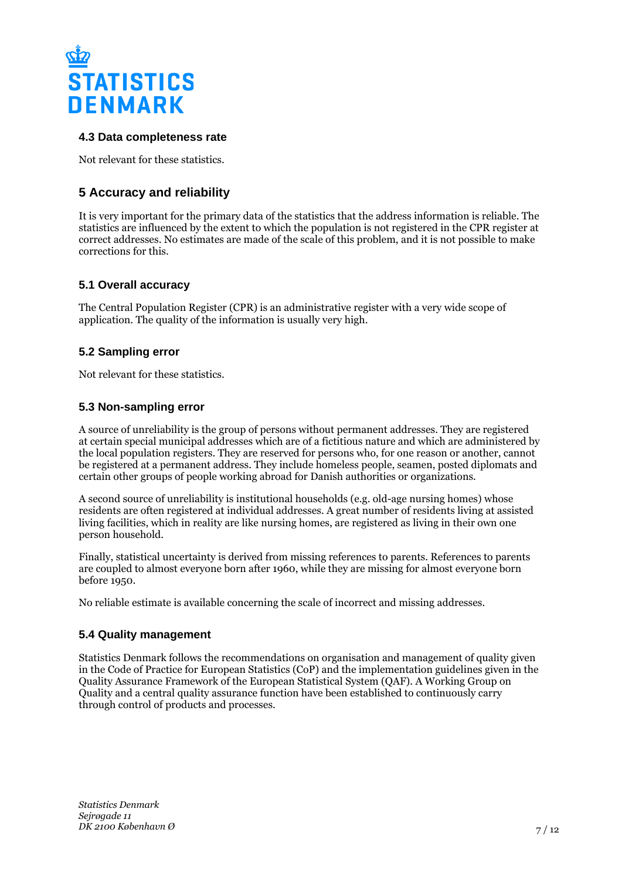### 4.3 Data completeness rate

Not relevant for these statistics.

## 5 Accuracy and reliability

It is very important for the primary data of the statistics that the address information is reliable. The statistics are influenced by the extent to which the population is not registered in the CPR register at correct addresses. No estimates are made of the scale of this problem, and it is not possible to make corrections for this.

### 5.1 Overall accuracy

The Central Population Register (CPR) is an administrative register with a very wide scope of application. The quality of the information is usually very high.

### 5.2 Sampling error

Not relevant for these statistics.

### 5.3 Non-sampling error

A source of unreliability is the group of persons without permanent addresses. They are registered at certain special municipal addresses which are of a fictitious nature and which are administered by the local population registers. They are reserved for persons who, for one reason or another, cannot be registered at a permanent address. They include homeless people, seamen, posted diplomats and certain other groups of people working abroad for Danish authorities or organizations.

A second source of unreliability is institutional households (e.g. old-age nursing homes) whose residents are often registered at individual addresses. A great number of residents living at assisted living facilities, which in reality are like nursing homes, are registered as living in their own one person household.

Finally, statistical uncertainty is derived from missing references to parents. References to parents are coupled to almost everyone born after 1960, while they are missing for almost everyone born before 1950.

No reliable estimate is available concerning the scale of incorrect and missing addresses.

### 5.4 Quality management

Statistics Denmark follows the recommendations on organisation and management of quality given in the Code of Practice for European Statistics (CoP) and the implementation guidelines given in the Quality Assurance Framework of the European Statistical System (QAF). A Working Group on Quality and a central quality assurance function have been established to continuously carry through control of products and processes.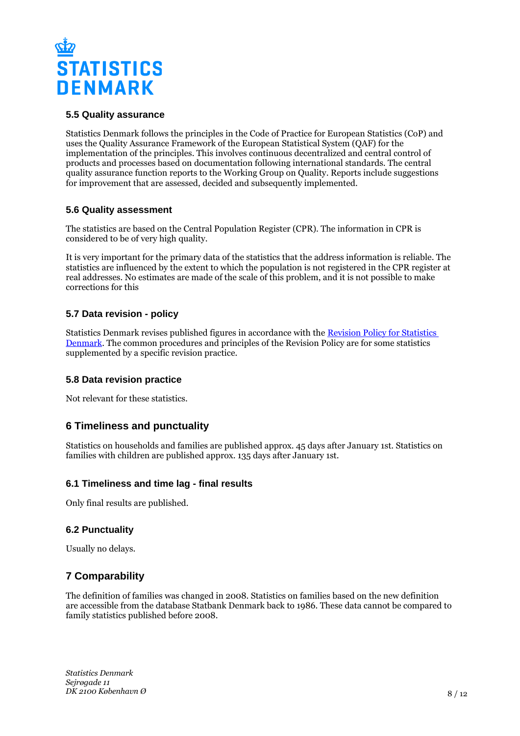### 5.5 Quality assurance

Statistics Denmark follows the principles in the Code of Practice for European Statistics (CoP) and uses the Quality Assurance Framework of the European Statistical System (QAF) for the implementation of the principles. This involves continuous decentralized and central control of products and processes based on documentation following international standards. The central quality assurance function reports to the Working Group on Quality. Reports include suggestions for improvement that are assessed, decided and subsequently implemented.

### 5.6 Quality assessment

The statistics are based on the Central Population Register (CPR). The information in CPR is considered to be of very high quality.

It is very important for the primary data of the statistics that the address information is reliable. The statistics are influenced by the extent to which the population is not registered in the CPR register at real addresses. No estimates are made of the scale of this problem, and it is not possible to make corrections for this

### 5.7 Data revision - policy

Statistics Denmark revises published figures in accordance with the [Revision Policy for Statistics Denmark](). The common procedures and principles of the Revision Policy are for some statistics supplemented by a specific revision practice.

### 5.8 Data revision practice

Not relevant for these statistics.

## 6 Timeliness and punctuality

Statistics on households and families are published approx. 45 days after January 1st. Statistics on families with children are published approx. 135 days after January 1st.

### 6.1 Timeliness and time lag - final results

Only final results are published.

### 6.2 Punctuality

Usually no delays.

## 7 Comparability

The definition of families was changed in 2008. Statistics on families based on the new definition are accessible from the database Statbank Denmark back to 1986. These data cannot be compared to family statistics published before 2008.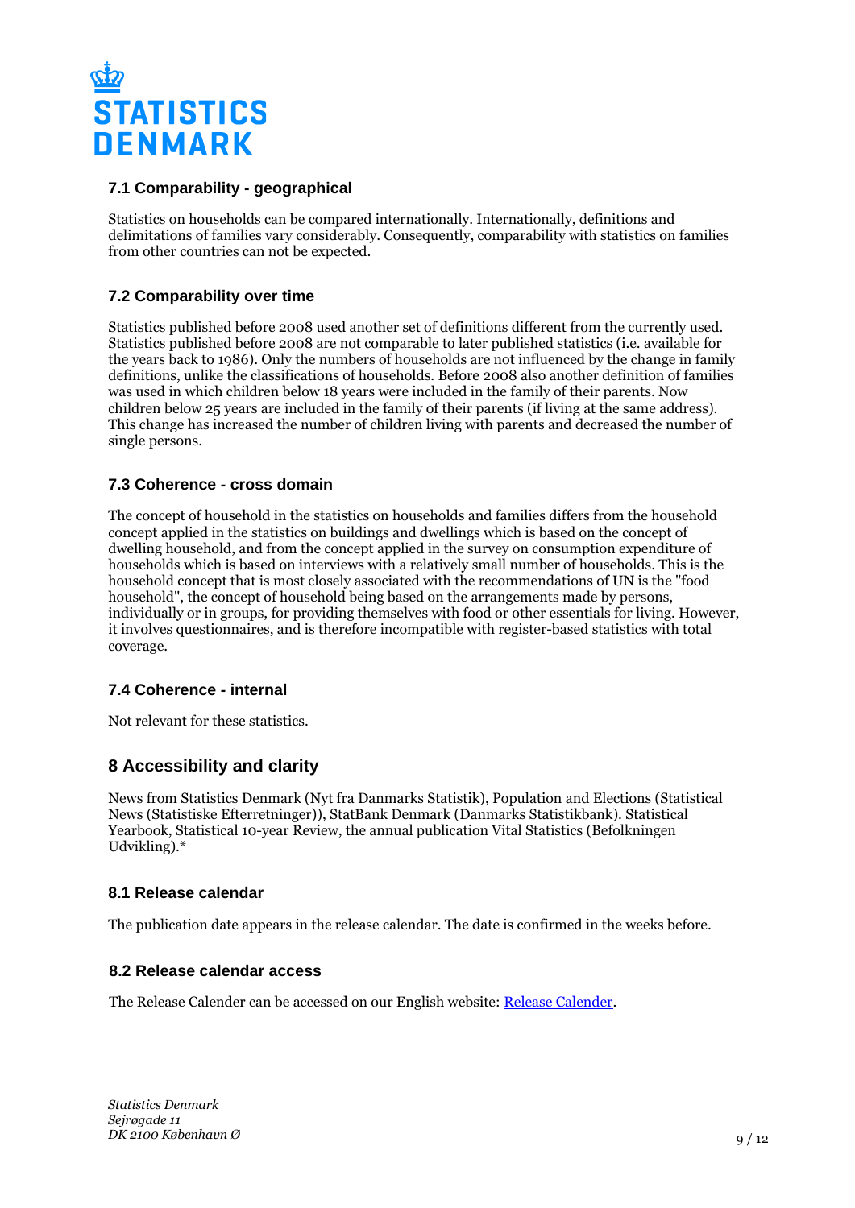### 7.1 Comparability - geographical

Statistics on households can be compared internationally. Internationally, definitions and delimitations of families vary considerably. Consequently, comparability with statistics on families from other countries can not be expected.

### 7.2 Comparability over time

Statistics published before 2008 used another set of definitions different from the currently used. Statistics published before 2008 are not comparable to later published statistics (i.e. available for the years back to 1986). Only the numbers of households are not influenced by the change in family definitions, unlike the classifications of households. Before 2008 also another definition of families was used in which children below 18 years were included in the family of their parents. Now children below 25 years are included in the family of their parents (if living at the same address). This change has increased the number of children living with parents and decreased the number of single persons.

### 7.3 Coherence - cross domain

The concept of household in the statistics on households and families differs from the household concept applied in the statistics on buildings and dwellings which is based on the concept of dwelling household, and from the concept applied in the survey on consumption expenditure of households which is based on interviews with a relatively small number of households. This is the household concept that is most closely associated with the recommendations of UN is the "food household", the concept of household being based on the arrangements made by persons, individually or in groups, for providing themselves with food or other essentials for living. However, it involves questionnaires, and is therefore incompatible with register-based statistics with total coverage.

### 7.4 Coherence - internal

Not relevant for these statistics.

## 8 Accessibility and clarity

News from Statistics Denmark (Nyt fra Danmarks Statistik), Population and Elections (Statistical News (Statistiske Efterretninger)), StatBank Denmark (Danmarks Statistikbank). Statistical Yearbook, Statistical 10-year Review, the annual publication Vital Statistics (Befolkningen Udvikling).*

### 8.1 Release calendar

The publication date appears in the release calendar. The date is confirmed in the weeks before.

### 8.2 Release calendar access

The Release Calender can be accessed on our English website: [Release Calender](#).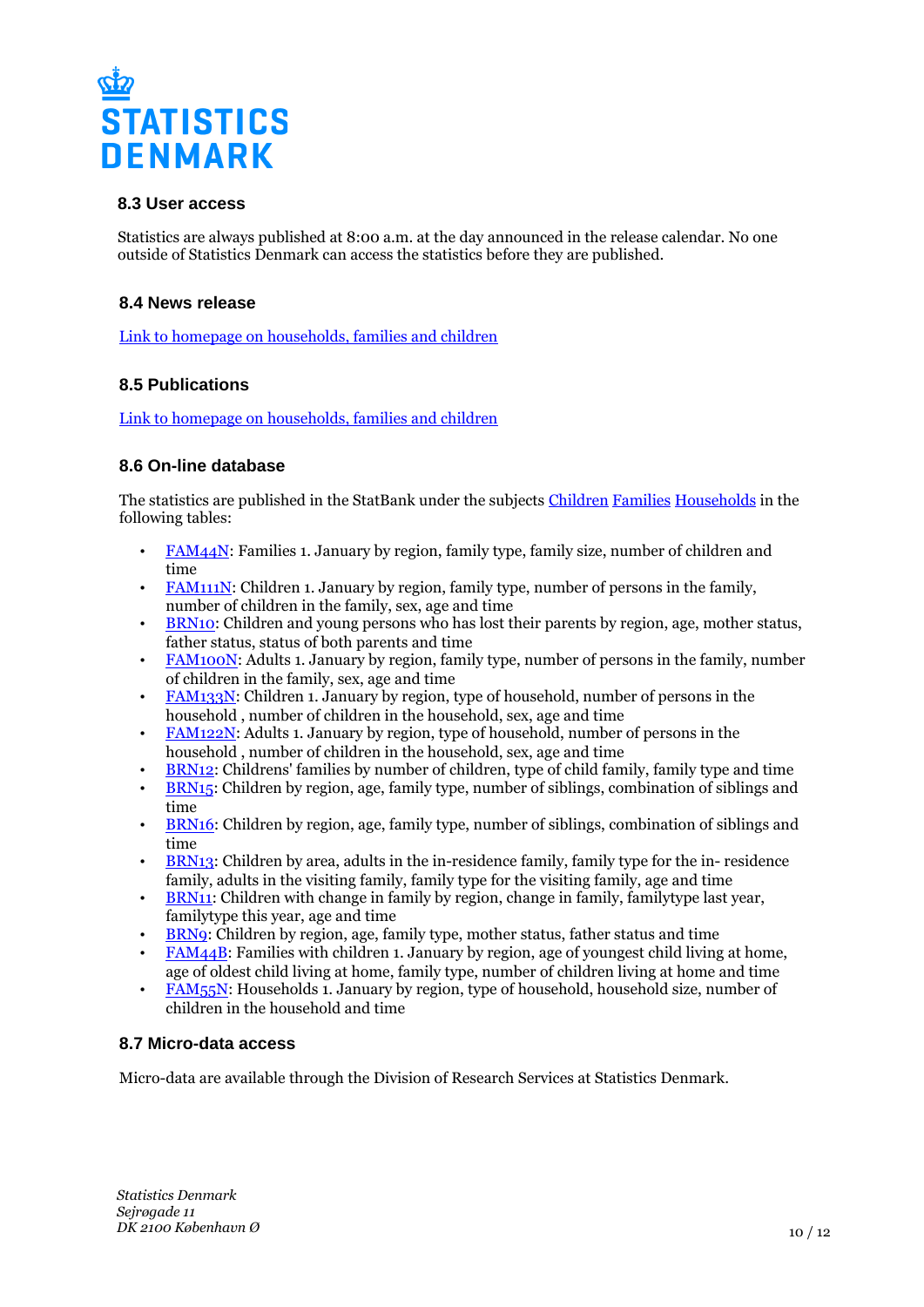### 8.3 User access

Statistics are always published at 8:00 a.m. at the day announced in the release calendar. No one outside of Statistics Denmark can access the statistics before they are published.

### 8.4 News release

[Link to homepage on households, families and children]

### 8.5 Publications

[Link to homepage on households, families and children]

### 8.6 On-line database

The statistics are published in the StatBank under the subjects [Children] [Families] [Households] in the following tables:

- [FAM44N]: Families 1. January by region, family type, family size, number of children and time
- [FAM111N]: Children 1. January by region, family type, number of persons in the family, number of children in the family, sex, age and time
- [BRN10]: Children and young persons who has lost their parents by region, age, mother status, father status, status of both parents and time
- [FAM100N]: Adults 1. January by region, family type, number of persons in the family, number of children in the family, sex, age and time
- [FAM133N]: Children 1. January by region, type of household, number of persons in the household , number of children in the household, sex, age and time
- [FAM122N]: Adults 1. January by region, type of household, number of persons in the household , number of children in the household, sex, age and time
- [BRN12]: Childrens' families by number of children, type of child family, family type and time
- [BRN15]: Children by region, age, family type, number of siblings, combination of siblings and time
- [BRN16]: Children by region, age, family type, number of siblings, combination of siblings and time
- [BRN13]: Children by area, adults in the in-residence family, family type for the in- residence family, adults in the visiting family, family type for the visiting family, age and time
- [BRN11]: Children with change in family by region, change in family, familytype last year, familytype this year, age and time
- [BRN9]: Children by region, age, family type, mother status, father status and time
- [FAM44B]: Families with children 1. January by region, age of youngest child living at home, age of oldest child living at home, family type, number of children living at home and time
- [FAM55N]: Households 1. January by region, type of household, household size, number of children in the household and time

### 8.7 Micro-data access

Micro-data are available through the Division of Research Services at Statistics Denmark.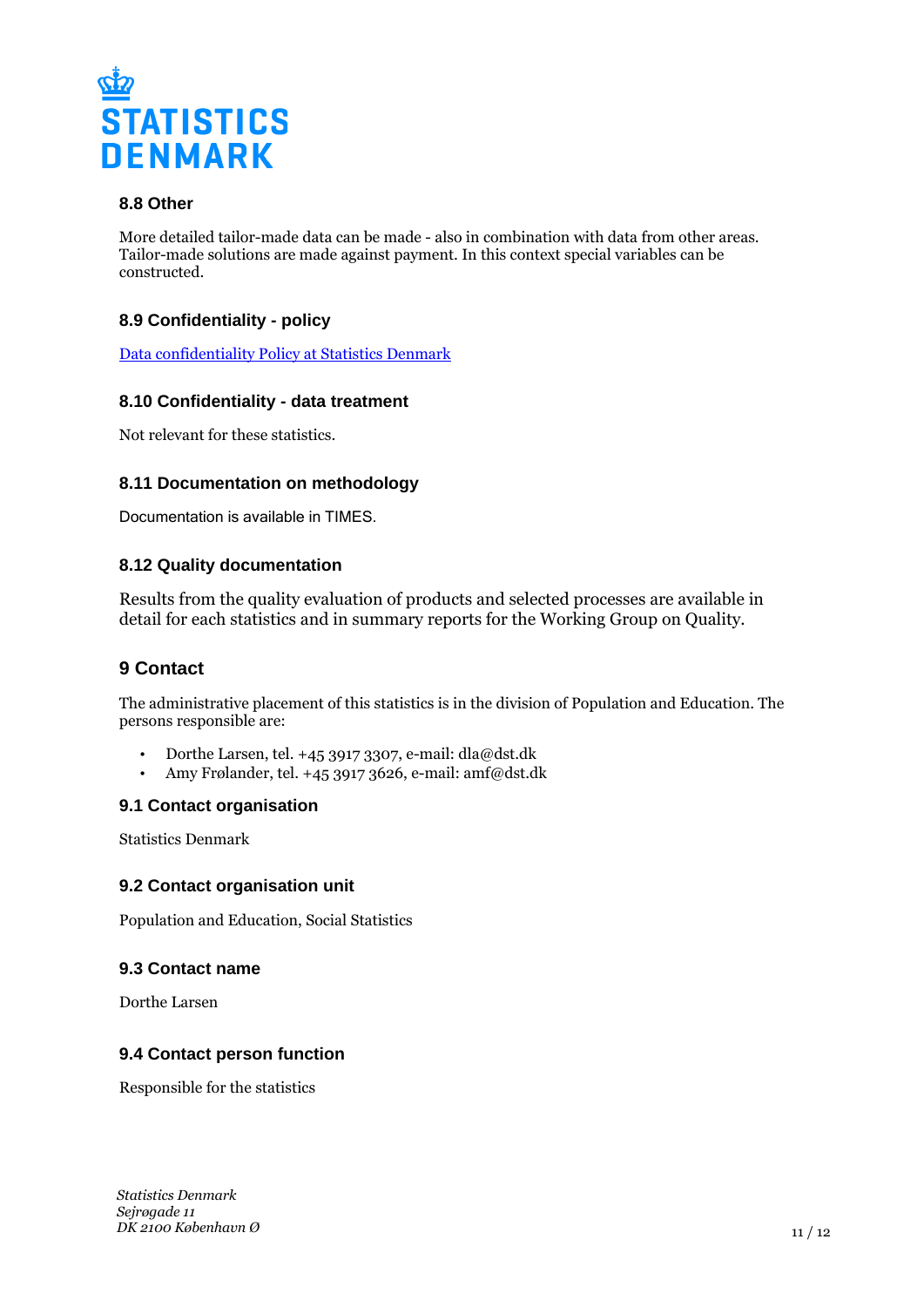### 8.8 Other

More detailed tailor-made data can be made - also in combination with data from other areas. Tailor-made solutions are made against payment. In this context special variables can be constructed.

### 8.9 Confidentiality - policy

[Data confidentiality Policy at Statistics Denmark]

### 8.10 Confidentiality - data treatment

Not relevant for these statistics.

### 8.11 Documentation on methodology

Documentation is available in TIMES.

### 8.12 Quality documentation

Results from the quality evaluation of products and selected processes are available in detail for each statistics and in summary reports for the Working Group on Quality.

## 9 Contact

The administrative placement of this statistics is in the division of Population and Education. The persons responsible are:

- Dorthe Larsen, tel. +45 3917 3307, e-mail: dla@dst.dk
- Amy Frølander, tel. +45 3917 3626, e-mail: amf@dst.dk

### 9.1 Contact organisation

Statistics Denmark

### 9.2 Contact organisation unit

Population and Education, Social Statistics

### 9.3 Contact name

Dorthe Larsen

### 9.4 Contact person function

Responsible for the statistics

*Statistics Denmark*
*Sejrøgade 11*
*DK 2100 København Ø*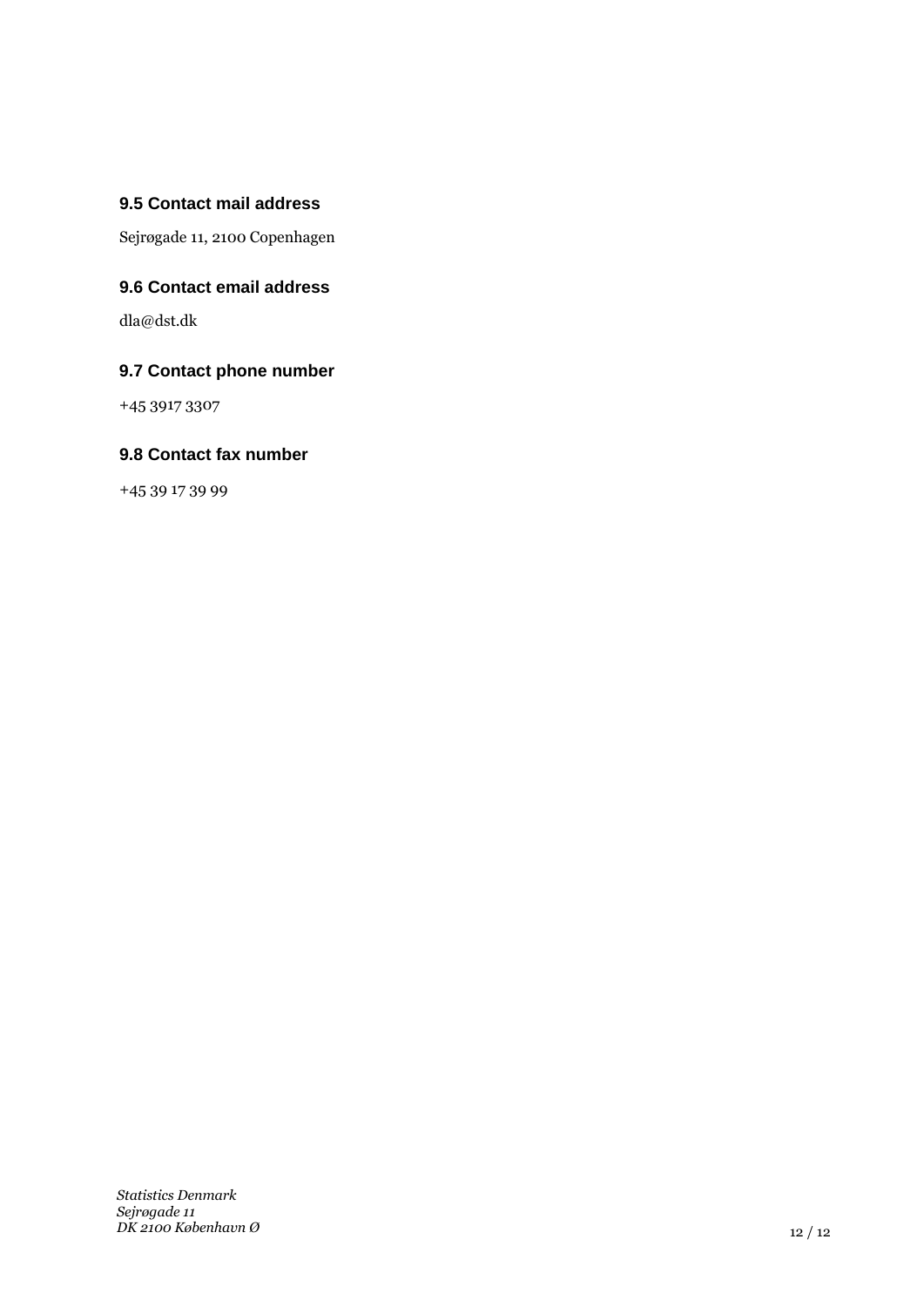### 9.5 Contact mail address

Sejrøgade 11, 2100 Copenhagen

### 9.6 Contact email address

dla@dst.dk

### 9.7 Contact phone number

+45 3917 3307

### 9.8 Contact fax number

+45 39 17 39 99